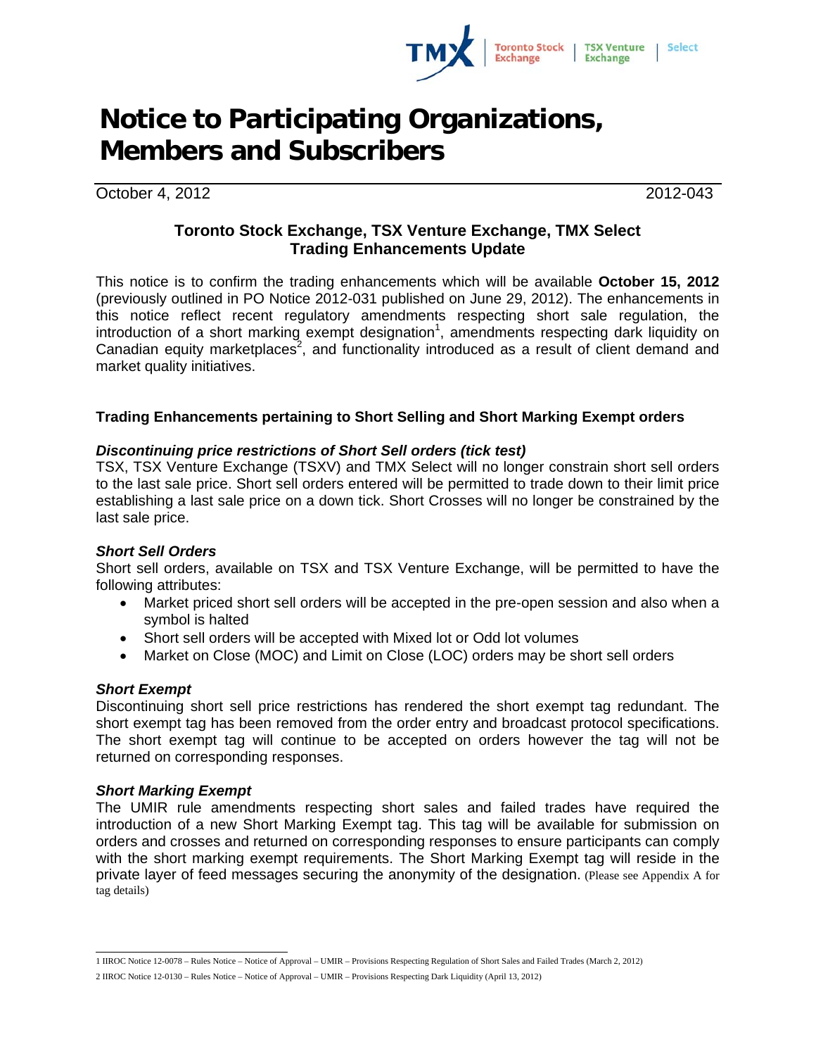# Notice to Participating Organizations, Members and Subscribers

October 4, 2012 2012-043

## Toronto Stock Exchange, TSX Venture Exchange, TMX Select Trading Enhancements Update

This notice is to confirm the trading enhancements which will be available **October 15, 2012** (previously outlined in PO Notice 2012-031 published on June 29, 2012). The enhancements in this notice reflect recent regulatory amendments respecting short sale regulation, the introduction of a short marking exempt designation[1], amendments respecting dark liquidity on Canadian equity marketplaces[2], and functionality introduced as a result of client demand and market quality initiatives.

### Trading Enhancements pertaining to Short Selling and Short Marking Exempt orders

#### *Discontinuing price restrictions of Short Sell orders (tick test)*

TSX, TSX Venture Exchange (TSXV) and TMX Select will no longer constrain short sell orders to the last sale price. Short sell orders entered will be permitted to trade down to their limit price establishing a last sale price on a down tick. Short Crosses will no longer be constrained by the last sale price.

#### *Short Sell Orders*

Short sell orders, available on TSX and TSX Venture Exchange, will be permitted to have the following attributes:

- Market priced short sell orders will be accepted in the pre-open session and also when a symbol is halted
- Short sell orders will be accepted with Mixed lot or Odd lot volumes
- Market on Close (MOC) and Limit on Close (LOC) orders may be short sell orders

#### *Short Exempt*

Discontinuing short sell price restrictions has rendered the short exempt tag redundant. The short exempt tag has been removed from the order entry and broadcast protocol specifications. The short exempt tag will continue to be accepted on orders however the tag will not be returned on corresponding responses.

#### *Short Marking Exempt*

The UMIR rule amendments respecting short sales and failed trades have required the introduction of a new Short Marking Exempt tag. This tag will be available for submission on orders and crosses and returned on corresponding responses to ensure participants can comply with the short marking exempt requirements. The Short Marking Exempt tag will reside in the private layer of feed messages securing the anonymity of the designation. (Please see Appendix A for tag details)

---

1 IIROC Notice 12-0078 – Rules Notice – Notice of Approval – UMIR – Provisions Respecting Regulation of Short Sales and Failed Trades (March 2, 2012)

2 IIROC Notice 12-0130 – Rules Notice – Notice of Approval – UMIR – Provisions Respecting Dark Liquidity (April 13, 2012)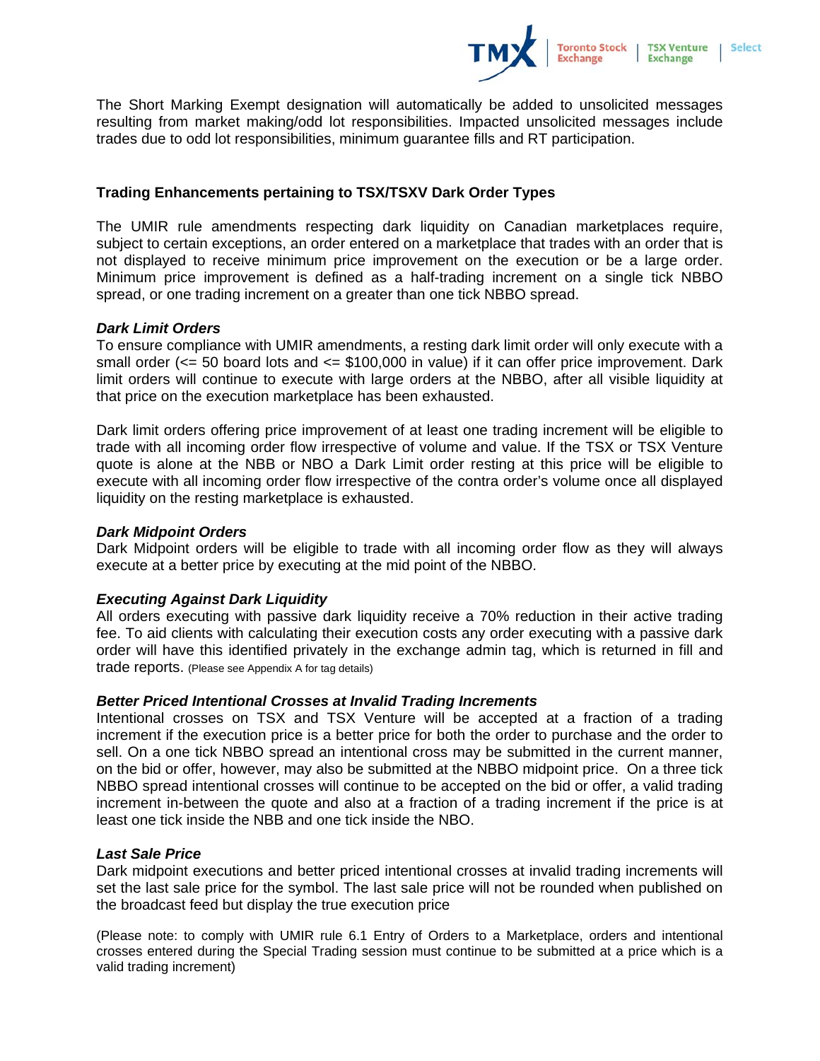The Short Marking Exempt designation will automatically be added to unsolicited messages resulting from market making/odd lot responsibilities. Impacted unsolicited messages include trades due to odd lot responsibilities, minimum guarantee fills and RT participation.

## Trading Enhancements pertaining to TSX/TSXV Dark Order Types

The UMIR rule amendments respecting dark liquidity on Canadian marketplaces require, subject to certain exceptions, an order entered on a marketplace that trades with an order that is not displayed to receive minimum price improvement on the execution or be a large order. Minimum price improvement is defined as a half-trading increment on a single tick NBBO spread, or one trading increment on a greater than one tick NBBO spread.

### *Dark Limit Orders*

To ensure compliance with UMIR amendments, a resting dark limit order will only execute with a small order (<= 50 board lots and <= $100,000 in value) if it can offer price improvement. Dark limit orders will continue to execute with large orders at the NBBO, after all visible liquidity at that price on the execution marketplace has been exhausted.

Dark limit orders offering price improvement of at least one trading increment will be eligible to trade with all incoming order flow irrespective of volume and value. If the TSX or TSX Venture quote is alone at the NBB or NBO a Dark Limit order resting at this price will be eligible to execute with all incoming order flow irrespective of the contra order's volume once all displayed liquidity on the resting marketplace is exhausted.

### *Dark Midpoint Orders*

Dark Midpoint orders will be eligible to trade with all incoming order flow as they will always execute at a better price by executing at the mid point of the NBBO.

### *Executing Against Dark Liquidity*

All orders executing with passive dark liquidity receive a 70% reduction in their active trading fee. To aid clients with calculating their execution costs any order executing with a passive dark order will have this identified privately in the exchange admin tag, which is returned in fill and trade reports. (Please see Appendix A for tag details)

### *Better Priced Intentional Crosses at Invalid Trading Increments*

Intentional crosses on TSX and TSX Venture will be accepted at a fraction of a trading increment if the execution price is a better price for both the order to purchase and the order to sell. On a one tick NBBO spread an intentional cross may be submitted in the current manner, on the bid or offer, however, may also be submitted at the NBBO midpoint price. On a three tick NBBO spread intentional crosses will continue to be accepted on the bid or offer, a valid trading increment in-between the quote and also at a fraction of a trading increment if the price is at least one tick inside the NBB and one tick inside the NBO.

### *Last Sale Price*

Dark midpoint executions and better priced intentional crosses at invalid trading increments will set the last sale price for the symbol. The last sale price will not be rounded when published on the broadcast feed but display the true execution price

(Please note: to comply with UMIR rule 6.1 Entry of Orders to a Marketplace, orders and intentional crosses entered during the Special Trading session must continue to be submitted at a price which is a valid trading increment)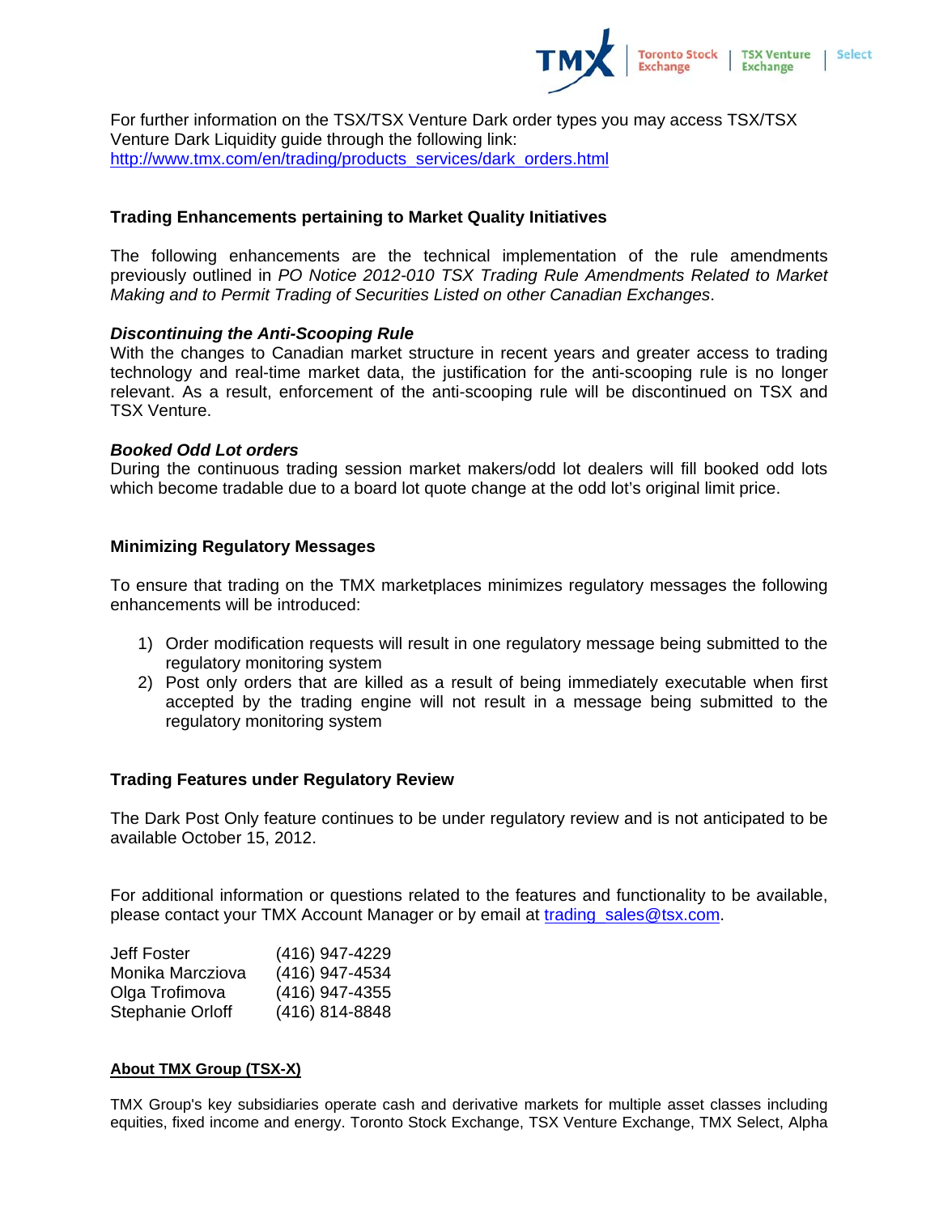For further information on the TSX/TSX Venture Dark order types you may access TSX/TSX Venture Dark Liquidity guide through the following link:
http://www.tmx.com/en/trading/products_services/dark_orders.html

**Trading Enhancements pertaining to Market Quality Initiatives**

The following enhancements are the technical implementation of the rule amendments previously outlined in *PO Notice 2012-010 TSX Trading Rule Amendments Related to Market Making and to Permit Trading of Securities Listed on other Canadian Exchanges*.

***Discontinuing the Anti-Scooping Rule***

With the changes to Canadian market structure in recent years and greater access to trading technology and real-time market data, the justification for the anti-scooping rule is no longer relevant. As a result, enforcement of the anti-scooping rule will be discontinued on TSX and TSX Venture.

***Booked Odd Lot orders***

During the continuous trading session market makers/odd lot dealers will fill booked odd lots which become tradable due to a board lot quote change at the odd lot's original limit price.

**Minimizing Regulatory Messages**

To ensure that trading on the TMX marketplaces minimizes regulatory messages the following enhancements will be introduced:

1) Order modification requests will result in one regulatory message being submitted to the regulatory monitoring system
2) Post only orders that are killed as a result of being immediately executable when first accepted by the trading engine will not result in a message being submitted to the regulatory monitoring system

**Trading Features under Regulatory Review**

The Dark Post Only feature continues to be under regulatory review and is not anticipated to be available October 15, 2012.

For additional information or questions related to the features and functionality to be available, please contact your TMX Account Manager or by email at trading_sales@tsx.com.

| | |
|---|---|
| Jeff Foster | (416) 947-4229 |
| Monika Marcziova | (416) 947-4534 |
| Olga Trofimova | (416) 947-4355 |
| Stephanie Orloff | (416) 814-8848 |

**About TMX Group (TSX-X)**

TMX Group's key subsidiaries operate cash and derivative markets for multiple asset classes including equities, fixed income and energy. Toronto Stock Exchange, TSX Venture Exchange, TMX Select, Alpha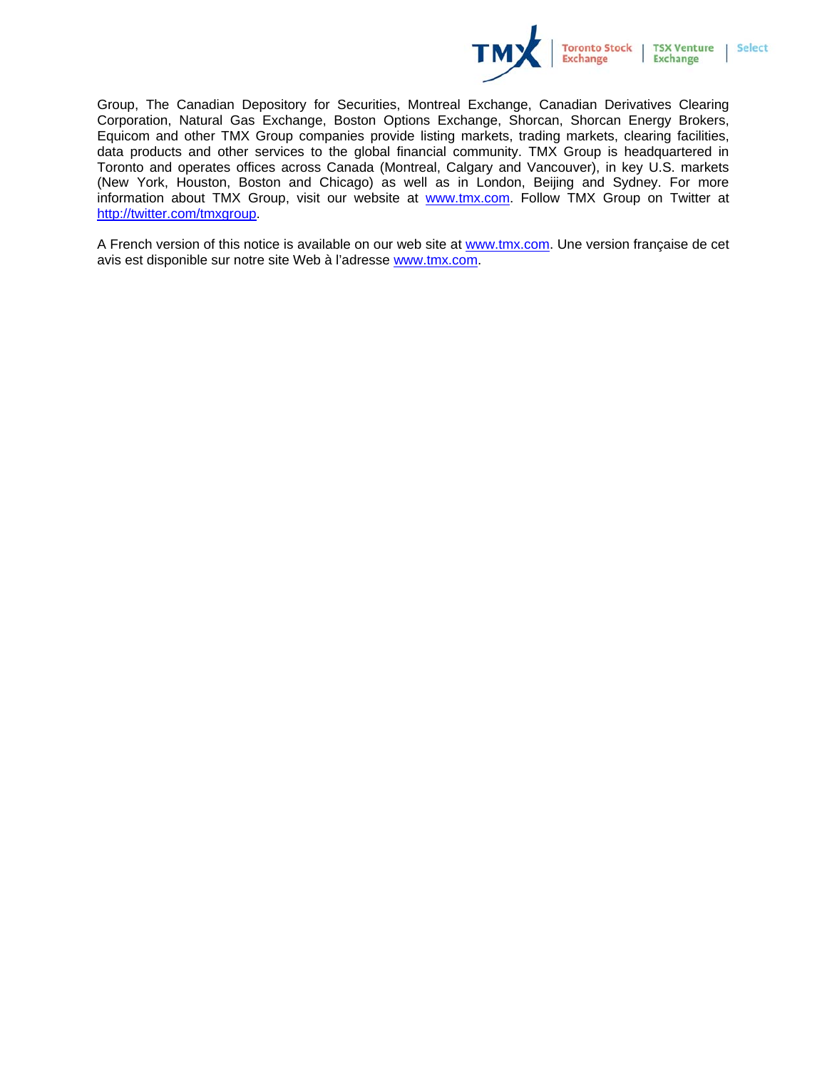Group, The Canadian Depository for Securities, Montreal Exchange, Canadian Derivatives Clearing Corporation, Natural Gas Exchange, Boston Options Exchange, Shorcan, Shorcan Energy Brokers, Equicom and other TMX Group companies provide listing markets, trading markets, clearing facilities, data products and other services to the global financial community. TMX Group is headquartered in Toronto and operates offices across Canada (Montreal, Calgary and Vancouver), in key U.S. markets (New York, Houston, Boston and Chicago) as well as in London, Beijing and Sydney. For more information about TMX Group, visit our website at www.tmx.com. Follow TMX Group on Twitter at http://twitter.com/tmxgroup.

A French version of this notice is available on our web site at www.tmx.com. Une version française de cet avis est disponible sur notre site Web à l'adresse www.tmx.com.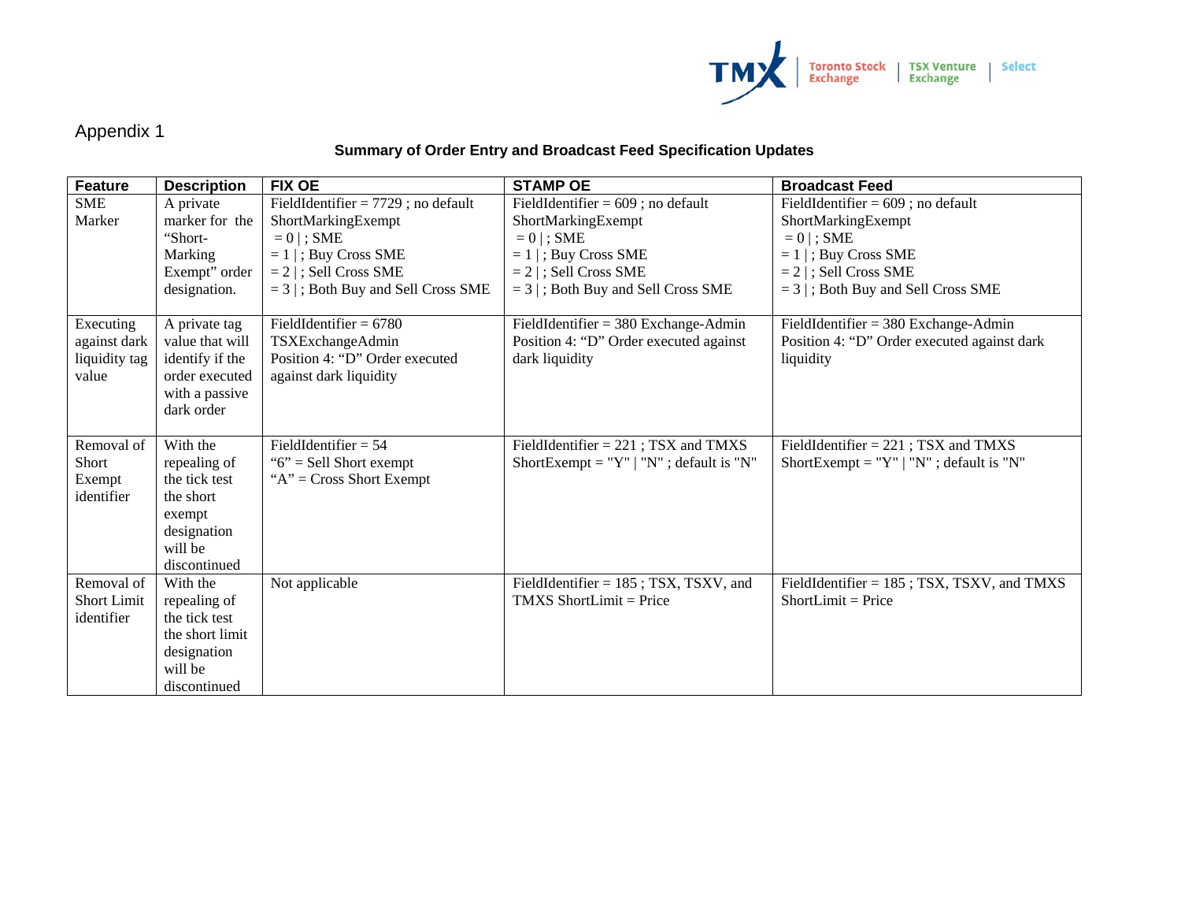Appendix 1

**Summary of Order Entry and Broadcast Feed Specification Updates**

| Feature | Description | FIX OE | STAMP OE | Broadcast Feed |
|---|---|---|---|---|
| SME Marker | A private marker for the "Short-Marking Exempt" order designation. | FieldIdentifier = 7729 ; no default ShortMarkingExempt<br>= 0 \| ; SME<br>= 1 \| ; Buy Cross SME<br>= 2 \| ; Sell Cross SME<br>= 3 \| ; Both Buy and Sell Cross SME | FieldIdentifier = 609 ; no default ShortMarkingExempt<br>= 0 \| ; SME<br>= 1 \| ; Buy Cross SME<br>= 2 \| ; Sell Cross SME<br>= 3 \| ; Both Buy and Sell Cross SME | FieldIdentifier = 609 ; no default ShortMarkingExempt<br>= 0 \| ; SME<br>= 1 \| ; Buy Cross SME<br>= 2 \| ; Sell Cross SME<br>= 3 \| ; Both Buy and Sell Cross SME |
| Executing against dark liquidity tag value | A private tag value that will identify if the order executed with a passive dark order | FieldIdentifier = 6780 TSXExchangeAdmin<br>Position 4: "D" Order executed against dark liquidity | FieldIdentifier = 380 Exchange-Admin<br>Position 4: "D" Order executed against dark liquidity | FieldIdentifier = 380 Exchange-Admin<br>Position 4: "D" Order executed against dark liquidity |
| Removal of Short Exempt identifier | With the repealing of the tick test the short exempt designation will be discontinued | FieldIdentifier = 54<br>"6" = Sell Short exempt<br>"A" = Cross Short Exempt | FieldIdentifier = 221 ; TSX and TMXS ShortExempt = "Y" \| "N" ; default is "N" | FieldIdentifier = 221 ; TSX and TMXS ShortExempt = "Y" \| "N" ; default is "N" |
| Removal of Short Limit identifier | With the repealing of the tick test the short limit designation will be discontinued | Not applicable | FieldIdentifier = 185 ; TSX, TSXV, and TMXS ShortLimit = Price | FieldIdentifier = 185 ; TSX, TSXV, and TMXS ShortLimit = Price |